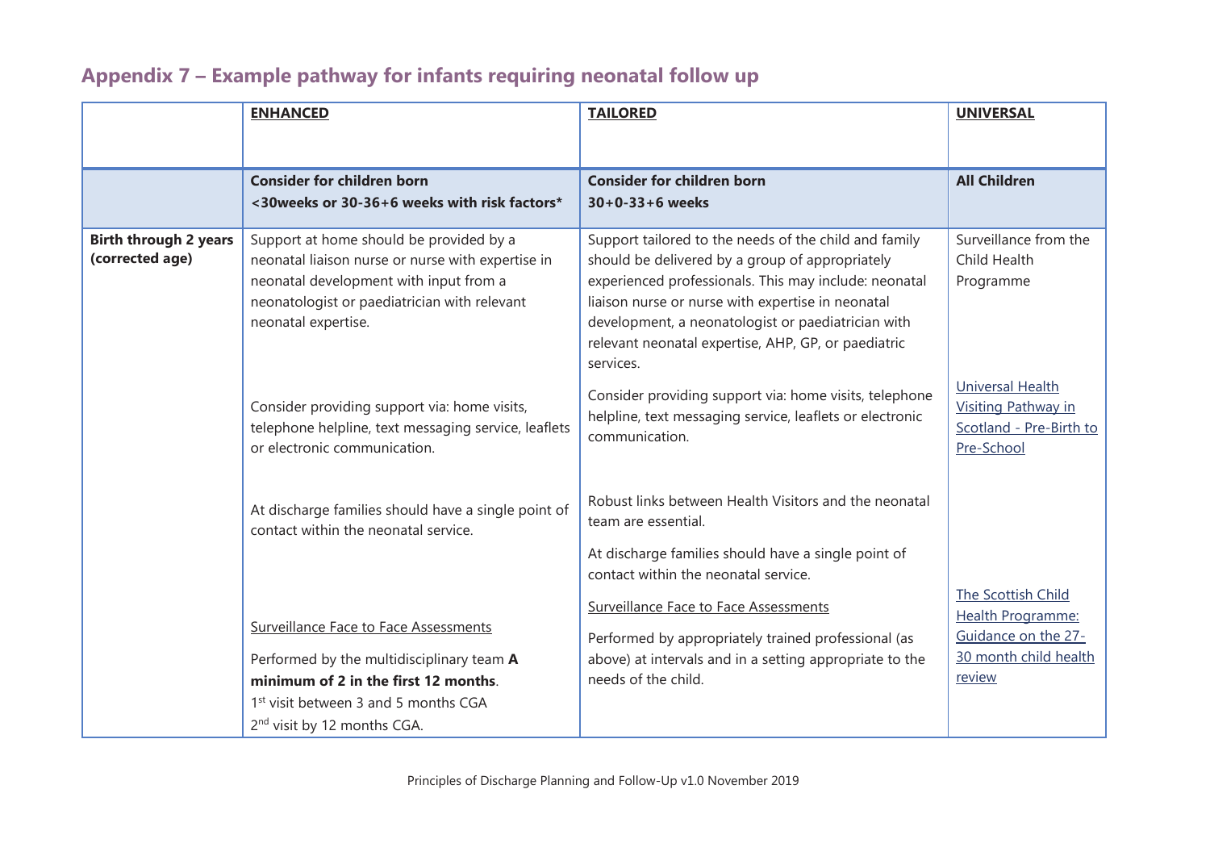## Appendix 7 – Example pathway for infants requiring neonatal follow up

| | <u>ENHANCED</u> | <u>TAILORED</u> | <u>UNIVERSAL</u> |
|---|---|---|---|
| | **Consider for children born <30weeks or 30-36+6 weeks with risk factors*** | **Consider for children born 30+0-33+6 weeks** | **All Children** |
| **Birth through 2 years (corrected age)** | Support at home should be provided by a neonatal liaison nurse or nurse with expertise in neonatal development with input from a neonatologist or paediatrician with relevant neonatal expertise.<br><br>Consider providing support via: home visits, telephone helpline, text messaging service, leaflets or electronic communication.<br><br>At discharge families should have a single point of contact within the neonatal service.<br><br><u>Surveillance Face to Face Assessments</u><br><br>Performed by the multidisciplinary team **A minimum of 2 in the first 12 months**.<br>1st visit between 3 and 5 months CGA<br>2nd visit by 12 months CGA. | Support tailored to the needs of the child and family should be delivered by a group of appropriately experienced professionals. This may include: neonatal liaison nurse or nurse with expertise in neonatal development, a neonatologist or paediatrician with relevant neonatal expertise, AHP, GP, or paediatric services.<br><br>Consider providing support via: home visits, telephone helpline, text messaging service, leaflets or electronic communication.<br><br>Robust links between Health Visitors and the neonatal team are essential.<br><br>At discharge families should have a single point of contact within the neonatal service.<br><br><u>Surveillance Face to Face Assessments</u><br><br>Performed by appropriately trained professional (as above) at intervals and in a setting appropriate to the needs of the child. | Surveillance from the Child Health Programme<br><br><u>Universal Health Visiting Pathway in Scotland - Pre-Birth to Pre-School</u><br><br><u>The Scottish Child Health Programme: Guidance on the 27-30 month child health review</u> |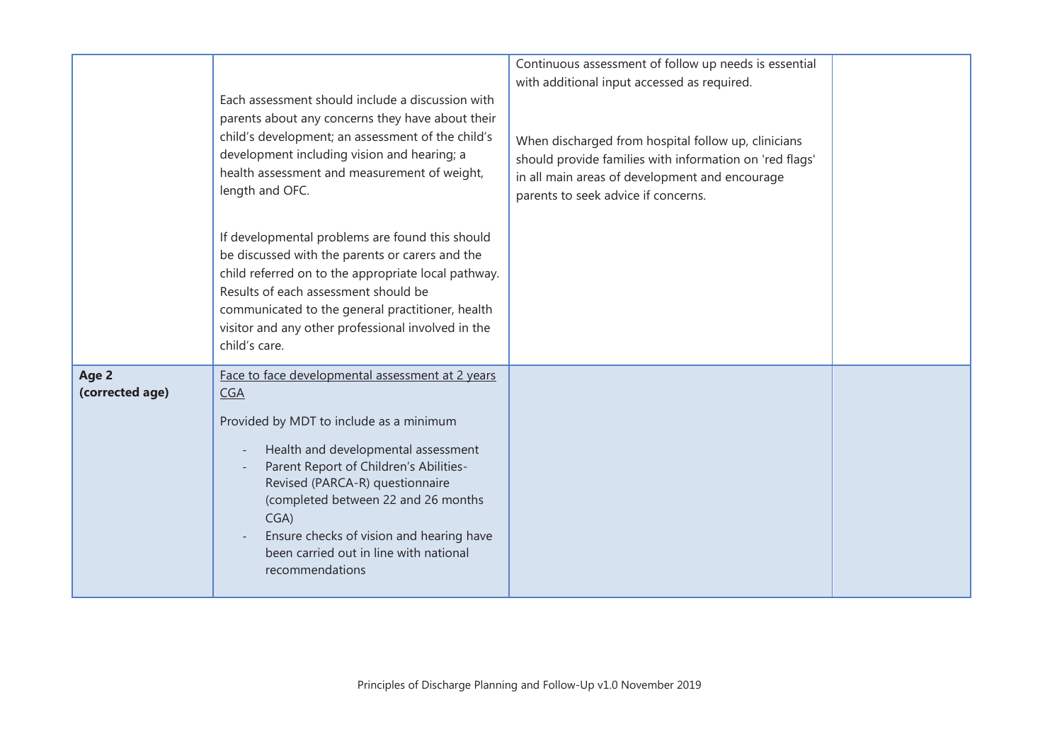| | | | |
|---|---|---|---|
| | Each assessment should include a discussion with parents about any concerns they have about their child's development; an assessment of the child's development including vision and hearing; a health assessment and measurement of weight, length and OFC.<br><br>If developmental problems are found this should be discussed with the parents or carers and the child referred on to the appropriate local pathway. Results of each assessment should be communicated to the general practitioner, health visitor and any other professional involved in the child's care. | Continuous assessment of follow up needs is essential with additional input accessed as required.<br><br>When discharged from hospital follow up, clinicians should provide families with information on 'red flags' in all main areas of development and encourage parents to seek advice if concerns. | |
| **Age 2 (corrected age)** | Face to face developmental assessment at 2 years CGA<br><br>Provided by MDT to include as a minimum<br><br>- Health and developmental assessment<br>- Parent Report of Children's Abilities-Revised (PARCA-R) questionnaire (completed between 22 and 26 months CGA)<br>- Ensure checks of vision and hearing have been carried out in line with national recommendations | | |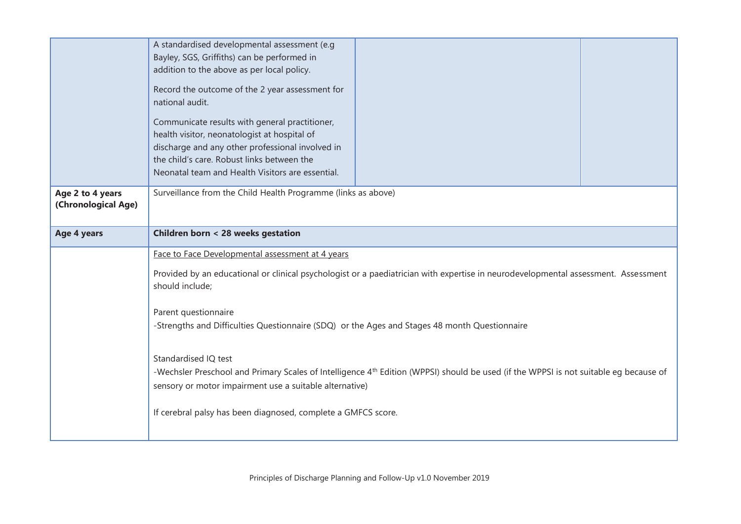| | | | |
|---|---|---|---|
| | A standardised developmental assessment (e.g Bayley, SGS, Griffiths) can be performed in addition to the above as per local policy.<br><br>Record the outcome of the 2 year assessment for national audit.<br><br>Communicate results with general practitioner, health visitor, neonatologist at hospital of discharge and any other professional involved in the child's care. Robust links between the Neonatal team and Health Visitors are essential. | | |
| **Age 2 to 4 years (Chronological Age)** | Surveillance from the Child Health Programme (links as above) | | |
| **Age 4 years** | **Children born < 28 weeks gestation** | | |
| | Face to Face Developmental assessment at 4 years<br><br>Provided by an educational or clinical psychologist or a paediatrician with expertise in neurodevelopmental assessment. Assessment should include;<br><br>Parent questionnaire<br>-Strengths and Difficulties Questionnaire (SDQ) or the Ages and Stages 48 month Questionnaire<br><br>Standardised IQ test<br>-Wechsler Preschool and Primary Scales of Intelligence 4th Edition (WPPSI) should be used (if the WPPSI is not suitable eg because of sensory or motor impairment use a suitable alternative)<br><br>If cerebral palsy has been diagnosed, complete a GMFCS score. | | |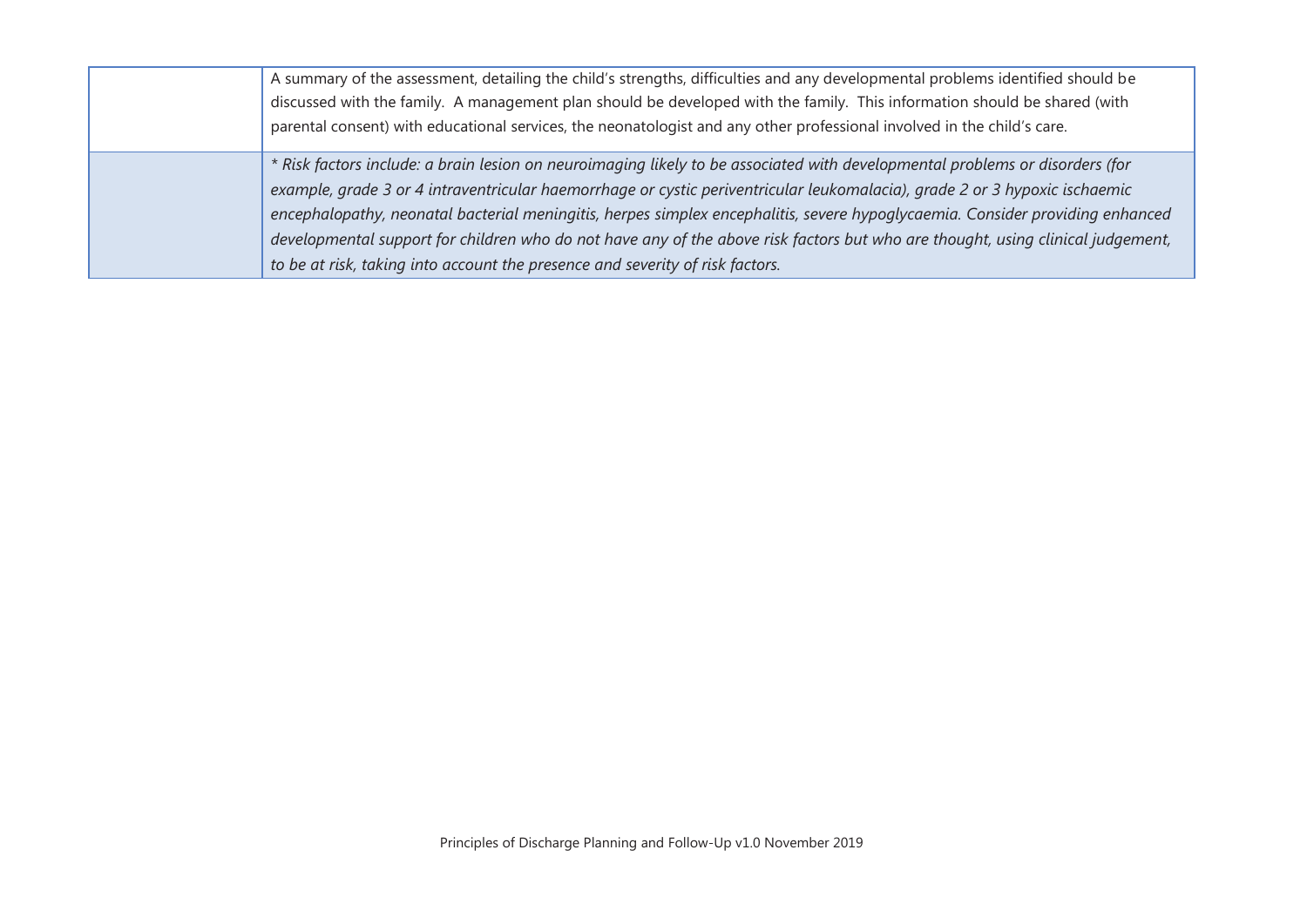| | |
|---|---|
| | A summary of the assessment, detailing the child's strengths, difficulties and any developmental problems identified should be discussed with the family. A management plan should be developed with the family. This information should be shared (with parental consent) with educational services, the neonatologist and any other professional involved in the child's care. |
| | *\* Risk factors include: a brain lesion on neuroimaging likely to be associated with developmental problems or disorders (for example, grade 3 or 4 intraventricular haemorrhage or cystic periventricular leukomalacia), grade 2 or 3 hypoxic ischaemic encephalopathy, neonatal bacterial meningitis, herpes simplex encephalitis, severe hypoglycaemia. Consider providing enhanced developmental support for children who do not have any of the above risk factors but who are thought, using clinical judgement, to be at risk, taking into account the presence and severity of risk factors.* |